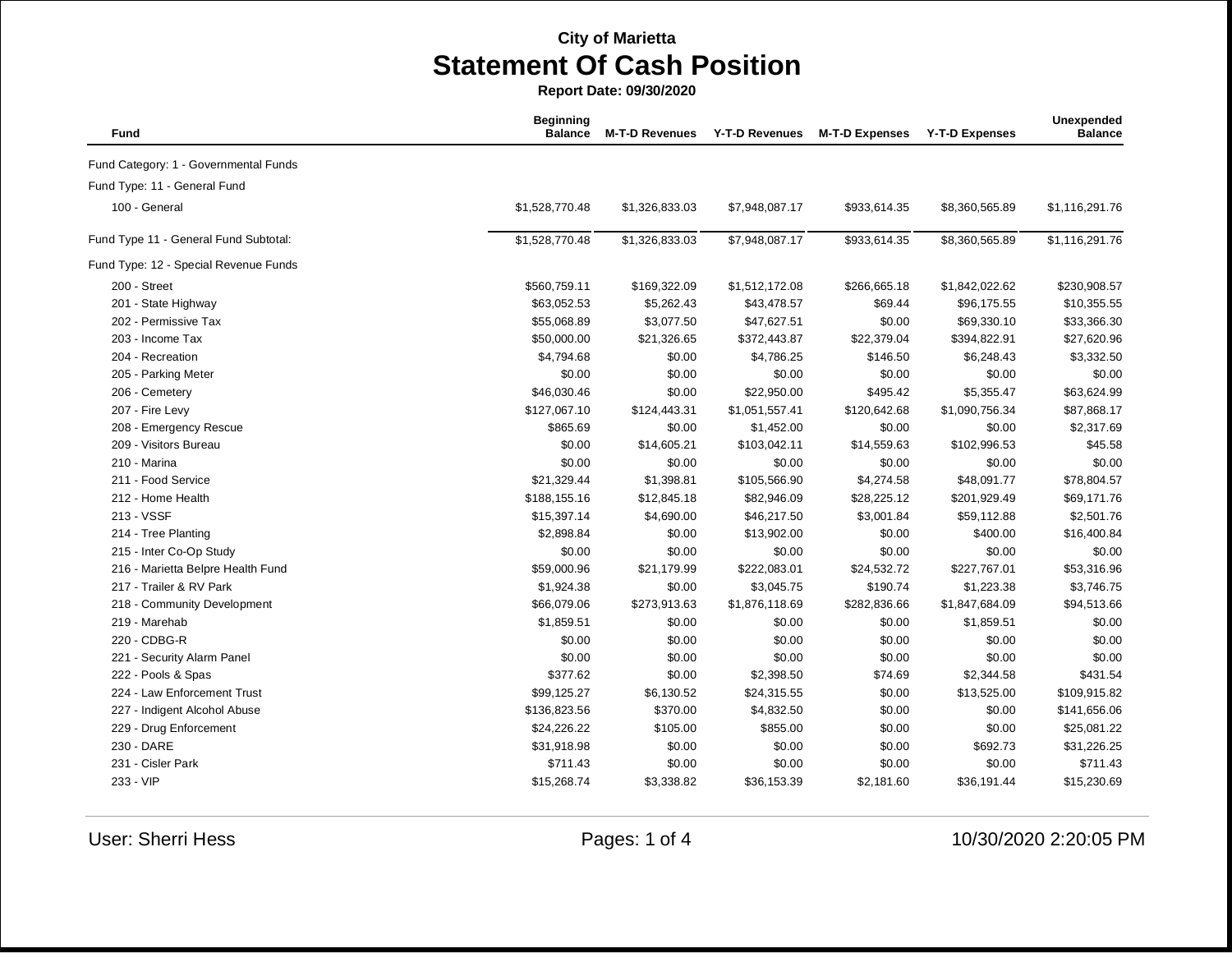# City of Marietta

# Statement Of Cash Position

**Report Date: 09/30/2020**

| Fund | Beginning Balance | M-T-D Revenues | Y-T-D Revenues | M-T-D Expenses | Y-T-D Expenses | Unexpended Balance |
|---|---|---|---|---|---|---|
| Fund Category: 1 - Governmental Funds | | | | | | |
| Fund Type: 11 - General Fund | | | | | | |
| 100 - General | $1,528,770.48 | $1,326,833.03 | $7,948,087.17 | $933,614.35 | $8,360,565.89 | $1,116,291.76 |
| Fund Type 11 - General Fund Subtotal: | $1,528,770.48 | $1,326,833.03 | $7,948,087.17 | $933,614.35 | $8,360,565.89 | $1,116,291.76 |
| Fund Type: 12 - Special Revenue Funds | | | | | | |
| 200 - Street | $560,759.11 | $169,322.09 | $1,512,172.08 | $266,665.18 | $1,842,022.62 | $230,908.57 |
| 201 - State Highway | $63,052.53 | $5,262.43 | $43,478.57 | $69.44 | $96,175.55 | $10,355.55 |
| 202 - Permissive Tax | $55,068.89 | $3,077.50 | $47,627.51 | $0.00 | $69,330.10 | $33,366.30 |
| 203 - Income Tax | $50,000.00 | $21,326.65 | $372,443.87 | $22,379.04 | $394,822.91 | $27,620.96 |
| 204 - Recreation | $4,794.68 | $0.00 | $4,786.25 | $146.50 | $6,248.43 | $3,332.50 |
| 205 - Parking Meter | $0.00 | $0.00 | $0.00 | $0.00 | $0.00 | $0.00 |
| 206 - Cemetery | $46,030.46 | $0.00 | $22,950.00 | $495.42 | $5,355.47 | $63,624.99 |
| 207 - Fire Levy | $127,067.10 | $124,443.31 | $1,051,557.41 | $120,642.68 | $1,090,756.34 | $87,868.17 |
| 208 - Emergency Rescue | $865.69 | $0.00 | $1,452.00 | $0.00 | $0.00 | $2,317.69 |
| 209 - Visitors Bureau | $0.00 | $14,605.21 | $103,042.11 | $14,559.63 | $102,996.53 | $45.58 |
| 210 - Marina | $0.00 | $0.00 | $0.00 | $0.00 | $0.00 | $0.00 |
| 211 - Food Service | $21,329.44 | $1,398.81 | $105,566.90 | $4,274.58 | $48,091.77 | $78,804.57 |
| 212 - Home Health | $188,155.16 | $12,845.18 | $82,946.09 | $28,225.12 | $201,929.49 | $69,171.76 |
| 213 - VSSF | $15,397.14 | $4,690.00 | $46,217.50 | $3,001.84 | $59,112.88 | $2,501.76 |
| 214 - Tree Planting | $2,898.84 | $0.00 | $13,902.00 | $0.00 | $400.00 | $16,400.84 |
| 215 - Inter Co-Op Study | $0.00 | $0.00 | $0.00 | $0.00 | $0.00 | $0.00 |
| 216 - Marietta Belpre Health Fund | $59,000.96 | $21,179.99 | $222,083.01 | $24,532.72 | $227,767.01 | $53,316.96 |
| 217 - Trailer & RV Park | $1,924.38 | $0.00 | $3,045.75 | $190.74 | $1,223.38 | $3,746.75 |
| 218 - Community Development | $66,079.06 | $273,913.63 | $1,876,118.69 | $282,836.66 | $1,847,684.09 | $94,513.66 |
| 219 - Marehab | $1,859.51 | $0.00 | $0.00 | $0.00 | $1,859.51 | $0.00 |
| 220 - CDBG-R | $0.00 | $0.00 | $0.00 | $0.00 | $0.00 | $0.00 |
| 221 - Security Alarm Panel | $0.00 | $0.00 | $0.00 | $0.00 | $0.00 | $0.00 |
| 222 - Pools & Spas | $377.62 | $0.00 | $2,398.50 | $74.69 | $2,344.58 | $431.54 |
| 224 - Law Enforcement Trust | $99,125.27 | $6,130.52 | $24,315.55 | $0.00 | $13,525.00 | $109,915.82 |
| 227 - Indigent Alcohol Abuse | $136,823.56 | $370.00 | $4,832.50 | $0.00 | $0.00 | $141,656.06 |
| 229 - Drug Enforcement | $24,226.22 | $105.00 | $855.00 | $0.00 | $0.00 | $25,081.22 |
| 230 - DARE | $31,918.98 | $0.00 | $0.00 | $0.00 | $692.73 | $31,226.25 |
| 231 - Cisler Park | $711.43 | $0.00 | $0.00 | $0.00 | $0.00 | $711.43 |
| 233 - VIP | $15,268.74 | $3,338.82 | $36,153.39 | $2,181.60 | $36,191.44 | $15,230.69 |

User: Sherri Hess

10/30/2020 2:20:05 PM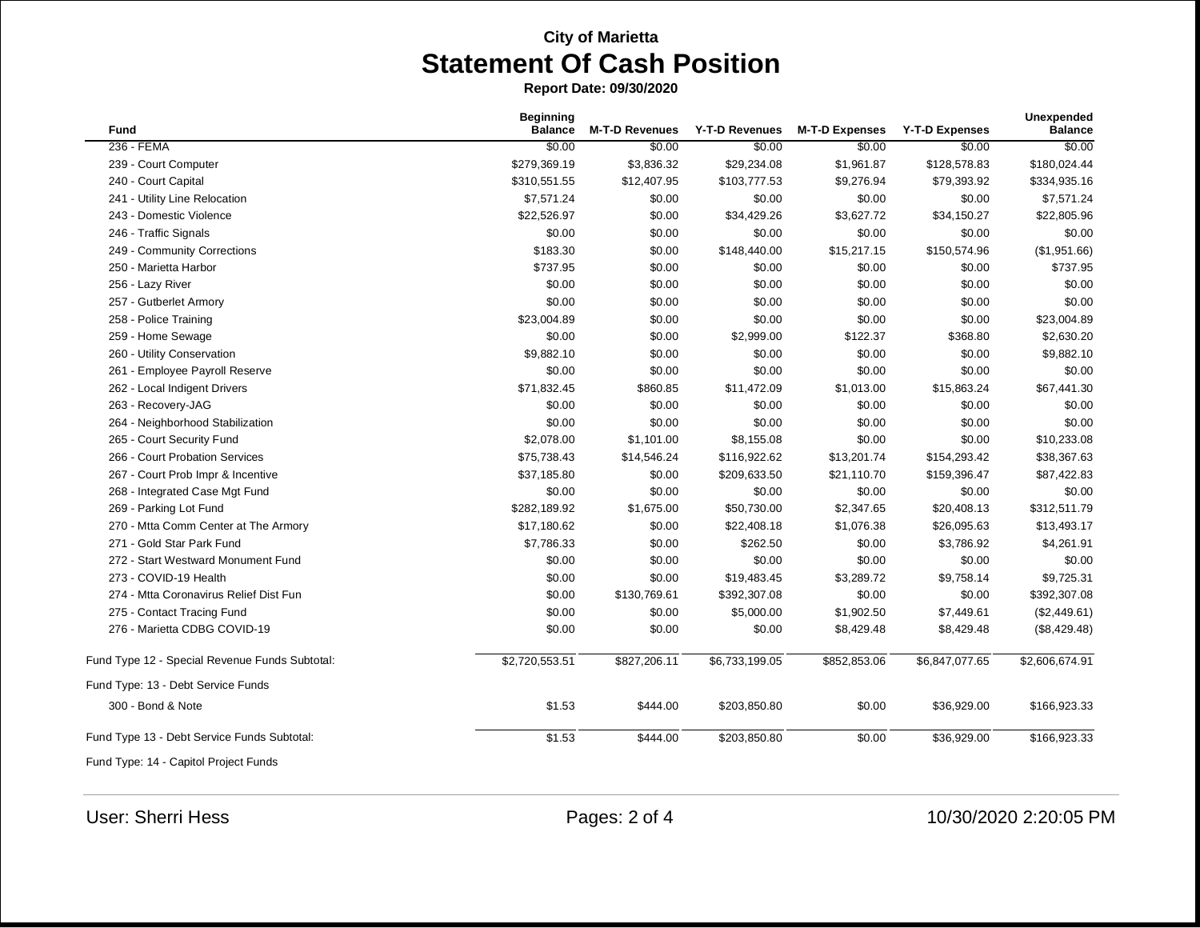City of Marietta

# Statement Of Cash Position

**Report Date: 09/30/2020**

| Fund | Beginning Balance | M-T-D Revenues | Y-T-D Revenues | M-T-D Expenses | Y-T-D Expenses | Unexpended Balance |
|---|---|---|---|---|---|---|
| 236 - FEMA | $0.00 | $0.00 | $0.00 | $0.00 | $0.00 | $0.00 |
| 239 - Court Computer | $279,369.19 | $3,836.32 | $29,234.08 | $1,961.87 | $128,578.83 | $180,024.44 |
| 240 - Court Capital | $310,551.55 | $12,407.95 | $103,777.53 | $9,276.94 | $79,393.92 | $334,935.16 |
| 241 - Utility Line Relocation | $7,571.24 | $0.00 | $0.00 | $0.00 | $0.00 | $7,571.24 |
| 243 - Domestic Violence | $22,526.97 | $0.00 | $34,429.26 | $3,627.72 | $34,150.27 | $22,805.96 |
| 246 - Traffic Signals | $0.00 | $0.00 | $0.00 | $0.00 | $0.00 | $0.00 |
| 249 - Community Corrections | $183.30 | $0.00 | $148,440.00 | $15,217.15 | $150,574.96 | ($1,951.66) |
| 250 - Marietta Harbor | $737.95 | $0.00 | $0.00 | $0.00 | $0.00 | $737.95 |
| 256 - Lazy River | $0.00 | $0.00 | $0.00 | $0.00 | $0.00 | $0.00 |
| 257 - Gutberlet Armory | $0.00 | $0.00 | $0.00 | $0.00 | $0.00 | $0.00 |
| 258 - Police Training | $23,004.89 | $0.00 | $0.00 | $0.00 | $0.00 | $23,004.89 |
| 259 - Home Sewage | $0.00 | $0.00 | $2,999.00 | $122.37 | $368.80 | $2,630.20 |
| 260 - Utility Conservation | $9,882.10 | $0.00 | $0.00 | $0.00 | $0.00 | $9,882.10 |
| 261 - Employee Payroll Reserve | $0.00 | $0.00 | $0.00 | $0.00 | $0.00 | $0.00 |
| 262 - Local Indigent Drivers | $71,832.45 | $860.85 | $11,472.09 | $1,013.00 | $15,863.24 | $67,441.30 |
| 263 - Recovery-JAG | $0.00 | $0.00 | $0.00 | $0.00 | $0.00 | $0.00 |
| 264 - Neighborhood Stabilization | $0.00 | $0.00 | $0.00 | $0.00 | $0.00 | $0.00 |
| 265 - Court Security Fund | $2,078.00 | $1,101.00 | $8,155.08 | $0.00 | $0.00 | $10,233.08 |
| 266 - Court Probation Services | $75,738.43 | $14,546.24 | $116,922.62 | $13,201.74 | $154,293.42 | $38,367.63 |
| 267 - Court Prob Impr & Incentive | $37,185.80 | $0.00 | $209,633.50 | $21,110.70 | $159,396.47 | $87,422.83 |
| 268 - Integrated Case Mgt Fund | $0.00 | $0.00 | $0.00 | $0.00 | $0.00 | $0.00 |
| 269 - Parking Lot Fund | $282,189.92 | $1,675.00 | $50,730.00 | $2,347.65 | $20,408.13 | $312,511.79 |
| 270 - Mtta Comm Center at The Armory | $17,180.62 | $0.00 | $22,408.18 | $1,076.38 | $26,095.63 | $13,493.17 |
| 271 - Gold Star Park Fund | $7,786.33 | $0.00 | $262.50 | $0.00 | $3,786.92 | $4,261.91 |
| 272 - Start Westward Monument Fund | $0.00 | $0.00 | $0.00 | $0.00 | $0.00 | $0.00 |
| 273 - COVID-19 Health | $0.00 | $0.00 | $19,483.45 | $3,289.72 | $9,758.14 | $9,725.31 |
| 274 - Mtta Coronavirus Relief Dist Fun | $0.00 | $130,769.61 | $392,307.08 | $0.00 | $0.00 | $392,307.08 |
| 275 - Contact Tracing Fund | $0.00 | $0.00 | $5,000.00 | $1,902.50 | $7,449.61 | ($2,449.61) |
| 276 - Marietta CDBG COVID-19 | $0.00 | $0.00 | $0.00 | $8,429.48 | $8,429.48 | ($8,429.48) |
| Fund Type 12 - Special Revenue Funds Subtotal: | $2,720,553.51 | $827,206.11 | $6,733,199.05 | $852,853.06 | $6,847,077.65 | $2,606,674.91 |
| Fund Type: 13 - Debt Service Funds | | | | | | |
| 300 - Bond & Note | $1.53 | $444.00 | $203,850.80 | $0.00 | $36,929.00 | $166,923.33 |
| Fund Type 13 - Debt Service Funds Subtotal: | $1.53 | $444.00 | $203,850.80 | $0.00 | $36,929.00 | $166,923.33 |
| Fund Type: 14 - Capitol Project Funds | | | | | | |

User: Sherri Hess

10/30/2020 2:20:05 PM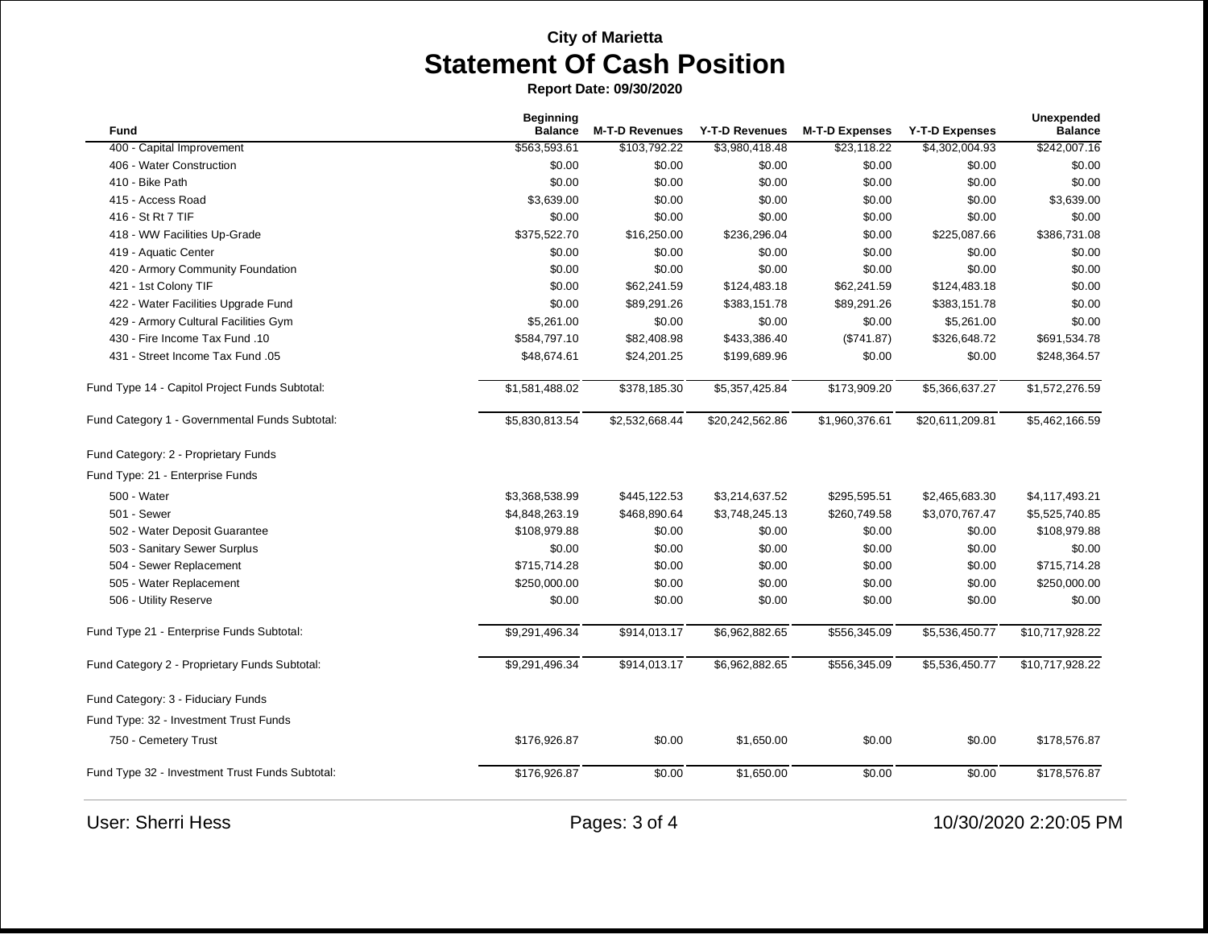**City of Marietta**

# Statement Of Cash Position

**Report Date: 09/30/2020**

| Fund | Beginning Balance | M-T-D Revenues | Y-T-D Revenues | M-T-D Expenses | Y-T-D Expenses | Unexpended Balance |
|---|---|---|---|---|---|---|
| 400 - Capital Improvement | $563,593.61 | $103,792.22 | $3,980,418.48 | $23,118.22 | $4,302,004.93 | $242,007.16 |
| 406 - Water Construction | $0.00 | $0.00 | $0.00 | $0.00 | $0.00 | $0.00 |
| 410 - Bike Path | $0.00 | $0.00 | $0.00 | $0.00 | $0.00 | $0.00 |
| 415 - Access Road | $3,639.00 | $0.00 | $0.00 | $0.00 | $0.00 | $3,639.00 |
| 416 - St Rt 7 TIF | $0.00 | $0.00 | $0.00 | $0.00 | $0.00 | $0.00 |
| 418 - WW Facilities Up-Grade | $375,522.70 | $16,250.00 | $236,296.04 | $0.00 | $225,087.66 | $386,731.08 |
| 419 - Aquatic Center | $0.00 | $0.00 | $0.00 | $0.00 | $0.00 | $0.00 |
| 420 - Armory Community Foundation | $0.00 | $0.00 | $0.00 | $0.00 | $0.00 | $0.00 |
| 421 - 1st Colony TIF | $0.00 | $62,241.59 | $124,483.18 | $62,241.59 | $124,483.18 | $0.00 |
| 422 - Water Facilities Upgrade Fund | $0.00 | $89,291.26 | $383,151.78 | $89,291.26 | $383,151.78 | $0.00 |
| 429 - Armory Cultural Facilities Gym | $5,261.00 | $0.00 | $0.00 | $0.00 | $5,261.00 | $0.00 |
| 430 - Fire Income Tax Fund .10 | $584,797.10 | $82,408.98 | $433,386.40 | ($741.87) | $326,648.72 | $691,534.78 |
| 431 - Street Income Tax Fund .05 | $48,674.61 | $24,201.25 | $199,689.96 | $0.00 | $0.00 | $248,364.57 |
| Fund Type 14 - Capitol Project Funds Subtotal: | $1,581,488.02 | $378,185.30 | $5,357,425.84 | $173,909.20 | $5,366,637.27 | $1,572,276.59 |
| Fund Category 1 - Governmental Funds Subtotal: | $5,830,813.54 | $2,532,668.44 | $20,242,562.86 | $1,960,376.61 | $20,611,209.81 | $5,462,166.59 |
| Fund Category: 2 - Proprietary Funds | | | | | | |
| Fund Type: 21 - Enterprise Funds | | | | | | |
| 500 - Water | $3,368,538.99 | $445,122.53 | $3,214,637.52 | $295,595.51 | $2,465,683.30 | $4,117,493.21 |
| 501 - Sewer | $4,848,263.19 | $468,890.64 | $3,748,245.13 | $260,749.58 | $3,070,767.47 | $5,525,740.85 |
| 502 - Water Deposit Guarantee | $108,979.88 | $0.00 | $0.00 | $0.00 | $0.00 | $108,979.88 |
| 503 - Sanitary Sewer Surplus | $0.00 | $0.00 | $0.00 | $0.00 | $0.00 | $0.00 |
| 504 - Sewer Replacement | $715,714.28 | $0.00 | $0.00 | $0.00 | $0.00 | $715,714.28 |
| 505 - Water Replacement | $250,000.00 | $0.00 | $0.00 | $0.00 | $0.00 | $250,000.00 |
| 506 - Utility Reserve | $0.00 | $0.00 | $0.00 | $0.00 | $0.00 | $0.00 |
| Fund Type 21 - Enterprise Funds Subtotal: | $9,291,496.34 | $914,013.17 | $6,962,882.65 | $556,345.09 | $5,536,450.77 | $10,717,928.22 |
| Fund Category 2 - Proprietary Funds Subtotal: | $9,291,496.34 | $914,013.17 | $6,962,882.65 | $556,345.09 | $5,536,450.77 | $10,717,928.22 |
| Fund Category: 3 - Fiduciary Funds | | | | | | |
| Fund Type: 32 - Investment Trust Funds | | | | | | |
| 750 - Cemetery Trust | $176,926.87 | $0.00 | $1,650.00 | $0.00 | $0.00 | $178,576.87 |
| Fund Type 32 - Investment Trust Funds Subtotal: | $176,926.87 | $0.00 | $1,650.00 | $0.00 | $0.00 | $178,576.87 |

User: Sherri Hess

10/30/2020 2:20:05 PM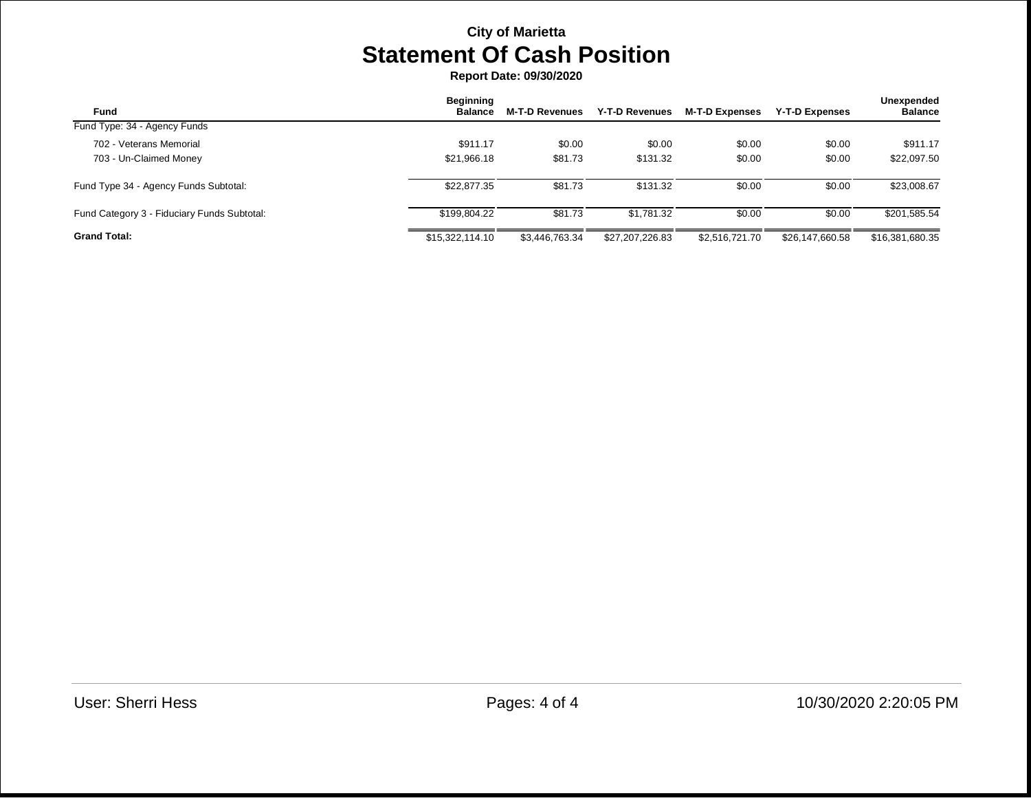# City of Marietta

## Statement Of Cash Position

**Report Date: 09/30/2020**

| Fund | Beginning Balance | M-T-D Revenues | Y-T-D Revenues | M-T-D Expenses | Y-T-D Expenses | Unexpended Balance |
|---|---|---|---|---|---|---|
| Fund Type: 34 - Agency Funds | | | | | | |
| 702 - Veterans Memorial | $911.17 | $0.00 | $0.00 | $0.00 | $0.00 | $911.17 |
| 703 - Un-Claimed Money | $21,966.18 | $81.73 | $131.32 | $0.00 | $0.00 | $22,097.50 |
| Fund Type 34 - Agency Funds Subtotal: | $22,877.35 | $81.73 | $131.32 | $0.00 | $0.00 | $23,008.67 |
| Fund Category 3 - Fiduciary Funds Subtotal: | $199,804.22 | $81.73 | $1,781.32 | $0.00 | $0.00 | $201,585.54 |
| **Grand Total:** | $15,322,114.10 | $3,446,763.34 | $27,207,226.83 | $2,516,721.70 | $26,147,660.58 | $16,381,680.35 |

User: Sherri Hess

10/30/2020 2:20:05 PM